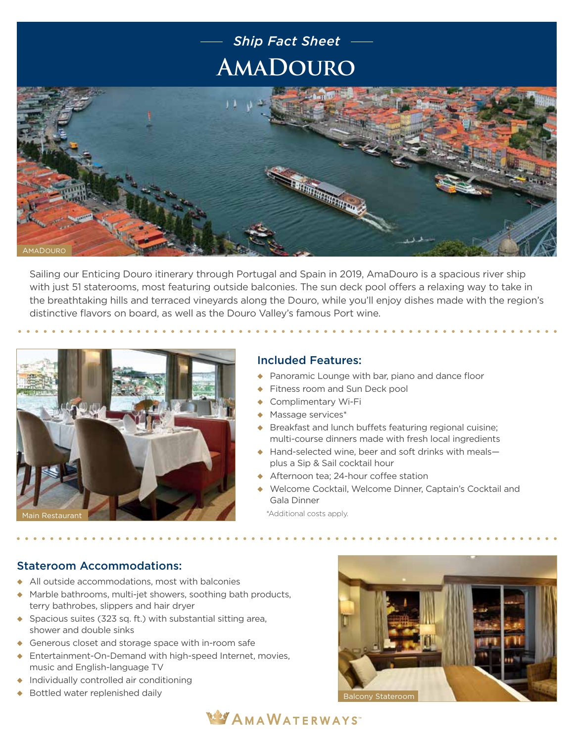*Ship Fact Sheet*

# AmaDouro

AmaDouro

Sailing our Enticing Douro itinerary through Portugal and Spain in 2019, AmaDouro is a spacious river ship with just 51 staterooms, most featuring outside balconies. The sun deck pool offers a relaxing way to take in the breathtaking hills and terraced vineyards along the Douro, while you'll enjoy dishes made with the region's distinctive flavors on board, as well as the Douro Valley's famous Port wine.

Main Restaurant

## Included Features:

- Panoramic Lounge with bar, piano and dance floor
- Fitness room and Sun Deck pool
- Complimentary Wi-Fi
- Massage services*
- Breakfast and lunch buffets featuring regional cuisine; multi-course dinners made with fresh local ingredients
- Hand-selected wine, beer and soft drinks with meals—plus a Sip & Sail cocktail hour
- Afternoon tea; 24-hour coffee station
- Welcome Cocktail, Welcome Dinner, Captain's Cocktail and Gala Dinner

*Additional costs apply.

## Stateroom Accommodations:

- All outside accommodations, most with balconies
- Marble bathrooms, multi-jet showers, soothing bath products, terry bathrobes, slippers and hair dryer
- Spacious suites (323 sq. ft.) with substantial sitting area, shower and double sinks
- Generous closet and storage space with in-room safe
- Entertainment-On-Demand with high-speed Internet, movies, music and English-language TV
- Individually controlled air conditioning
- Bottled water replenished daily

Balcony Stateroom

AmaWaterways™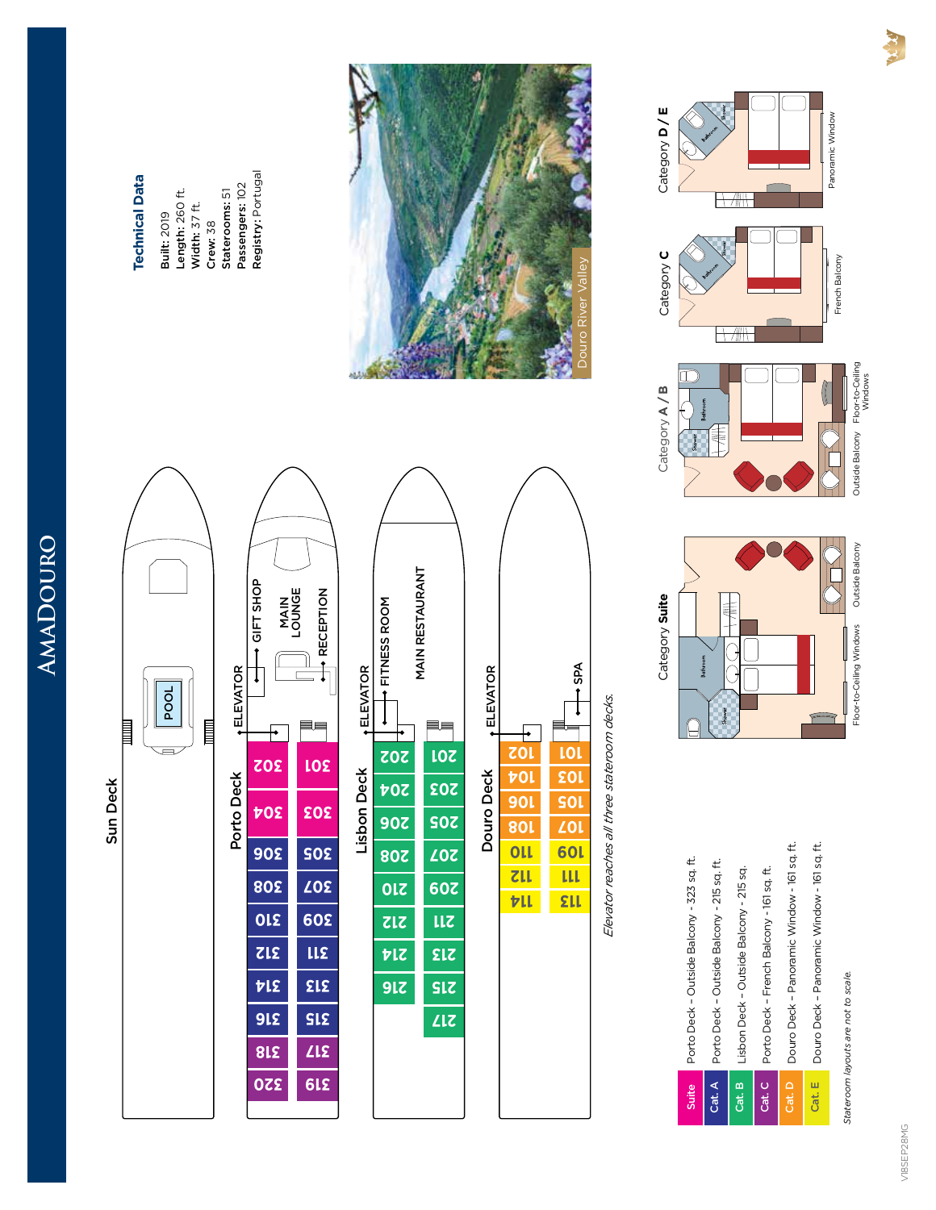# AmaDouro

## Sun Deck

POOL

## Porto Deck

ELEVATOR

GIFT SHOP

MAIN LOUNGE

RECEPTION

302, 304, 306, 308, 310, 312, 314, 316, 318, 320

301, 303, 305, 307, 309, 311, 313, 315, 317, 319

## Lisbon Deck

ELEVATOR

FITNESS ROOM

MAIN RESTAURANT

202, 204, 206, 208, 210, 212, 214, 216

201, 203, 205, 207, 209, 211, 213, 215, 217

## Douro Deck

ELEVATOR

SPA

102, 104, 106, 108, 110, 112, 114

101, 103, 105, 107, 109, 111, 113

*Elevator reaches all three stateroom decks.*

| | |
|---|---|
| Suite | Porto Deck – Outside Balcony - 323 sq. ft. |
| Cat. A | Porto Deck – Outside Balcony - 215 sq. ft. |
| Cat. B | Lisbon Deck – Outside Balcony - 215 sq. ft. |
| Cat. C | Porto Deck – French Balcony - 161 sq. ft. |
| Cat. D | Douro Deck – Panoramic Window - 161 sq. ft. |
| Cat. E | Douro Deck – Panoramic Window - 161 sq. ft. |

*Stateroom layouts are not to scale.*

### Technical Data

**Built:** 2019
**Length:** 260 ft.
**Width:** 37 ft.
**Crew:** 38
**Staterooms:** 51
**Passengers:** 102
**Registry:** Portugal

Douro River Valley

Category **Suite**

Bathroom
Shower
Floor-to-Ceiling Windows
Outside Balcony

Category **A / B**

Bathroom
Shower
Outside Balcony
Floor-to-Ceiling Windows

Category **C**

Bathroom
Shower
French Balcony

Category **D / E**

Bathroom
Shower
Panoramic Window

V18SEP28MG